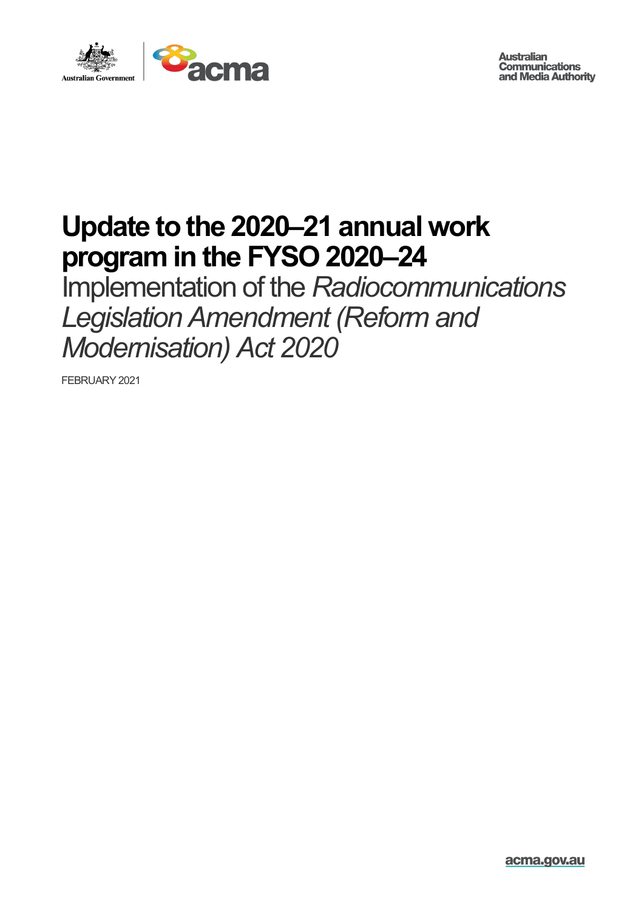Australian Government

acma

Australian Communications and Media Authority

# Update to the 2020–21 annual work program in the FYSO 2020–24

## Implementation of the *Radiocommunications Legislation Amendment (Reform and Modernisation) Act 2020*

FEBRUARY 2021

acma.gov.au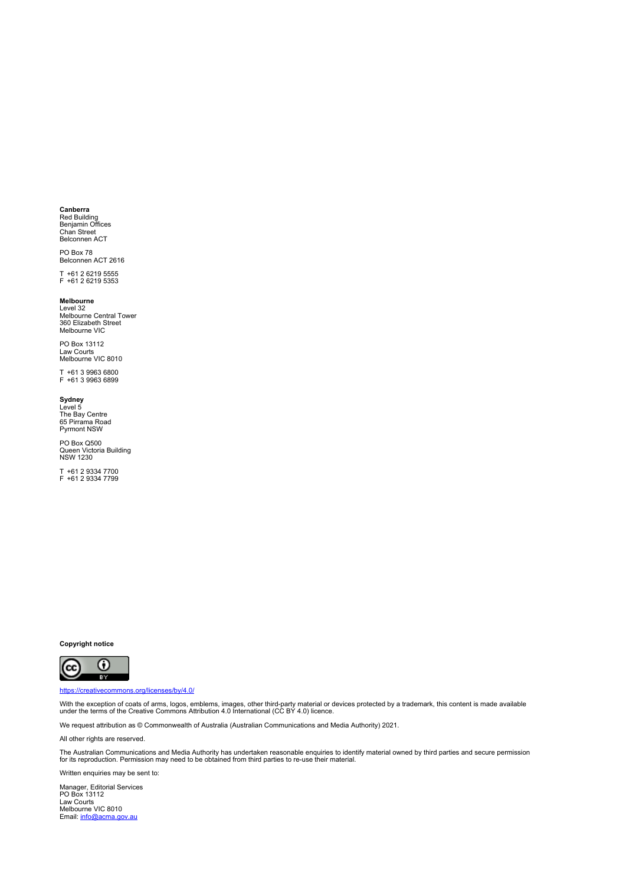**Canberra**
Red Building
Benjamin Offices
Chan Street
Belconnen ACT

PO Box 78
Belconnen ACT 2616

T +61 2 6219 5555
F +61 2 6219 5353

**Melbourne**
Level 32
Melbourne Central Tower
360 Elizabeth Street
Melbourne VIC

PO Box 13112
Law Courts
Melbourne VIC 8010

T +61 3 9963 6800
F +61 3 9963 6899

**Sydney**
Level 5
The Bay Centre
65 Pirrama Road
Pyrmont NSW

PO Box Q500
Queen Victoria Building
NSW 1230

T +61 2 9334 7700
F +61 2 9334 7799

**Copyright notice**

https://creativecommons.org/licenses/by/4.0/

With the exception of coats of arms, logos, emblems, images, other third-party material or devices protected by a trademark, this content is made available under the terms of the Creative Commons Attribution 4.0 International (CC BY 4.0) licence.

We request attribution as © Commonwealth of Australia (Australian Communications and Media Authority) 2021.

All other rights are reserved.

The Australian Communications and Media Authority has undertaken reasonable enquiries to identify material owned by third parties and secure permission for its reproduction. Permission may need to be obtained from third parties to re-use their material.

Written enquiries may be sent to:

Manager, Editorial Services
PO Box 13112
Law Courts
Melbourne VIC 8010
Email: info@acma.gov.au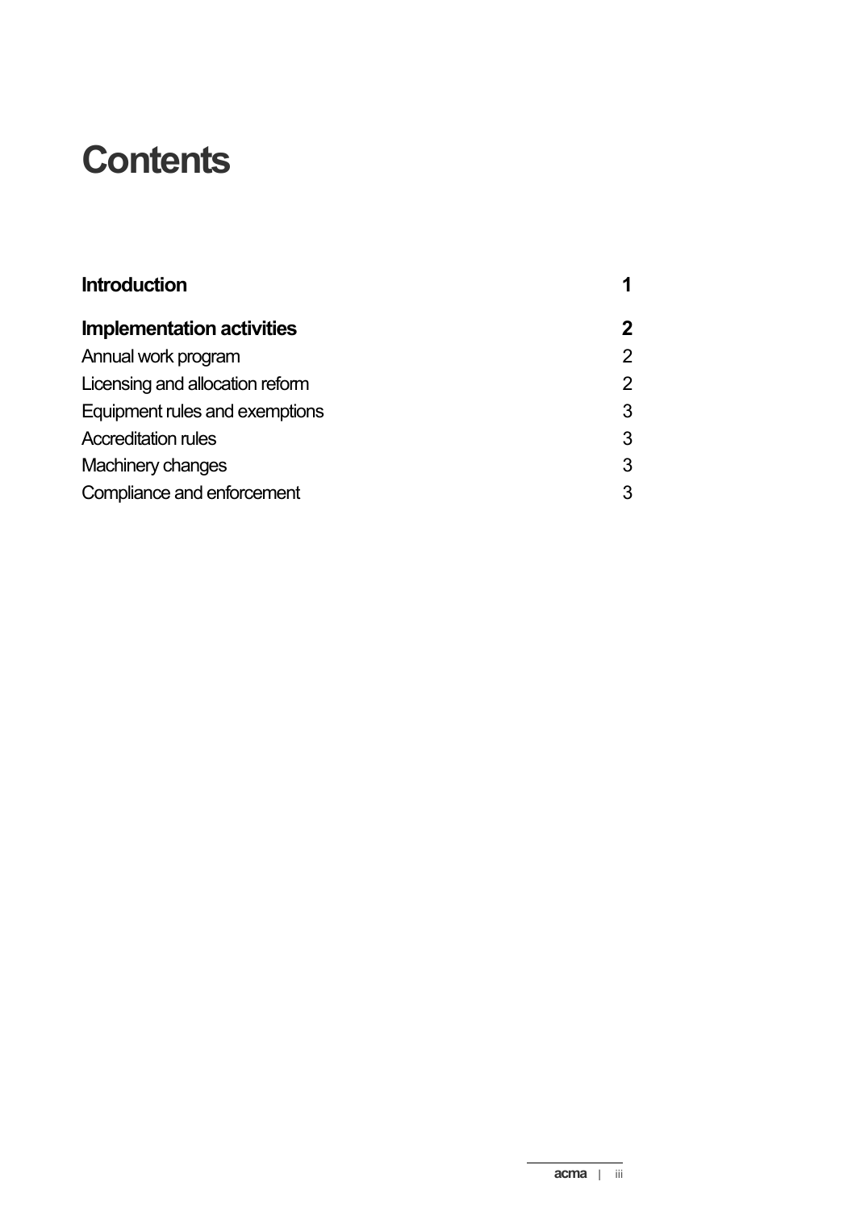# Contents

| | |
|---|---|
| **Introduction** | **1** |
| **Implementation activities** | **2** |
| Annual work program | 2 |
| Licensing and allocation reform | 2 |
| Equipment rules and exemptions | 3 |
| Accreditation rules | 3 |
| Machinery changes | 3 |
| Compliance and enforcement | 3 |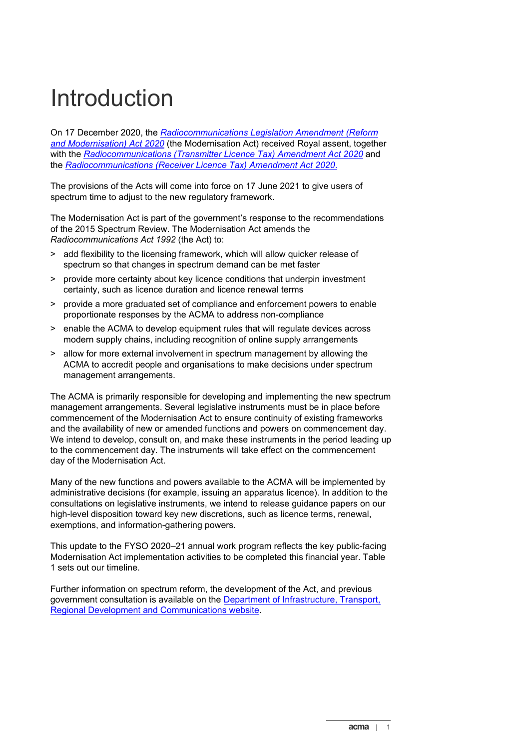# Introduction

On 17 December 2020, the [*Radiocommunications Legislation Amendment (Reform and Modernisation) Act 2020*]() (the Modernisation Act) received Royal assent, together with the [*Radiocommunications (Transmitter Licence Tax) Amendment Act 2020*]() and the [*Radiocommunications (Receiver Licence Tax) Amendment Act 2020*.]()

The provisions of the Acts will come into force on 17 June 2021 to give users of spectrum time to adjust to the new regulatory framework.

The Modernisation Act is part of the government's response to the recommendations of the 2015 Spectrum Review. The Modernisation Act amends the *Radiocommunications Act 1992* (the Act) to:

- add flexibility to the licensing framework, which will allow quicker release of spectrum so that changes in spectrum demand can be met faster
- provide more certainty about key licence conditions that underpin investment certainty, such as licence duration and licence renewal terms
- provide a more graduated set of compliance and enforcement powers to enable proportionate responses by the ACMA to address non-compliance
- enable the ACMA to develop equipment rules that will regulate devices across modern supply chains, including recognition of online supply arrangements
- allow for more external involvement in spectrum management by allowing the ACMA to accredit people and organisations to make decisions under spectrum management arrangements.

The ACMA is primarily responsible for developing and implementing the new spectrum management arrangements. Several legislative instruments must be in place before commencement of the Modernisation Act to ensure continuity of existing frameworks and the availability of new or amended functions and powers on commencement day. We intend to develop, consult on, and make these instruments in the period leading up to the commencement day. The instruments will take effect on the commencement day of the Modernisation Act.

Many of the new functions and powers available to the ACMA will be implemented by administrative decisions (for example, issuing an apparatus licence). In addition to the consultations on legislative instruments, we intend to release guidance papers on our high-level disposition toward key new discretions, such as licence terms, renewal, exemptions, and information-gathering powers.

This update to the FYSO 2020–21 annual work program reflects the key public-facing Modernisation Act implementation activities to be completed this financial year. Table 1 sets out our timeline.

Further information on spectrum reform, the development of the Act, and previous government consultation is available on the [Department of Infrastructure, Transport, Regional Development and Communications website]().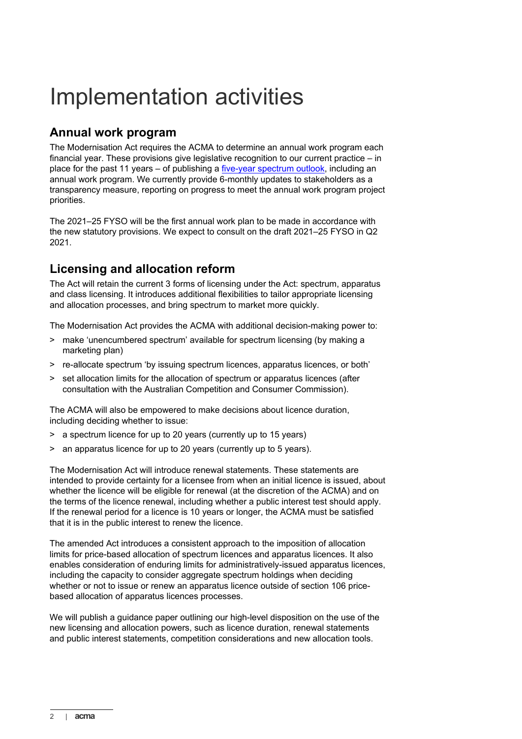# Implementation activities

## Annual work program

The Modernisation Act requires the ACMA to determine an annual work program each financial year. These provisions give legislative recognition to our current practice – in place for the past 11 years – of publishing a five-year spectrum outlook, including an annual work program. We currently provide 6-monthly updates to stakeholders as a transparency measure, reporting on progress to meet the annual work program project priorities.

The 2021–25 FYSO will be the first annual work plan to be made in accordance with the new statutory provisions. We expect to consult on the draft 2021–25 FYSO in Q2 2021.

## Licensing and allocation reform

The Act will retain the current 3 forms of licensing under the Act: spectrum, apparatus and class licensing. It introduces additional flexibilities to tailor appropriate licensing and allocation processes, and bring spectrum to market more quickly.

The Modernisation Act provides the ACMA with additional decision-making power to:

> make 'unencumbered spectrum' available for spectrum licensing (by making a marketing plan)

> re-allocate spectrum 'by issuing spectrum licences, apparatus licences, or both'

> set allocation limits for the allocation of spectrum or apparatus licences (after consultation with the Australian Competition and Consumer Commission).

The ACMA will also be empowered to make decisions about licence duration, including deciding whether to issue:

> a spectrum licence for up to 20 years (currently up to 15 years)

> an apparatus licence for up to 20 years (currently up to 5 years).

The Modernisation Act will introduce renewal statements. These statements are intended to provide certainty for a licensee from when an initial licence is issued, about whether the licence will be eligible for renewal (at the discretion of the ACMA) and on the terms of the licence renewal, including whether a public interest test should apply. If the renewal period for a licence is 10 years or longer, the ACMA must be satisfied that it is in the public interest to renew the licence.

The amended Act introduces a consistent approach to the imposition of allocation limits for price-based allocation of spectrum licences and apparatus licences. It also enables consideration of enduring limits for administratively-issued apparatus licences, including the capacity to consider aggregate spectrum holdings when deciding whether or not to issue or renew an apparatus licence outside of section 106 price-based allocation of apparatus licences processes.

We will publish a guidance paper outlining our high-level disposition on the use of the new licensing and allocation powers, such as licence duration, renewal statements and public interest statements, competition considerations and new allocation tools.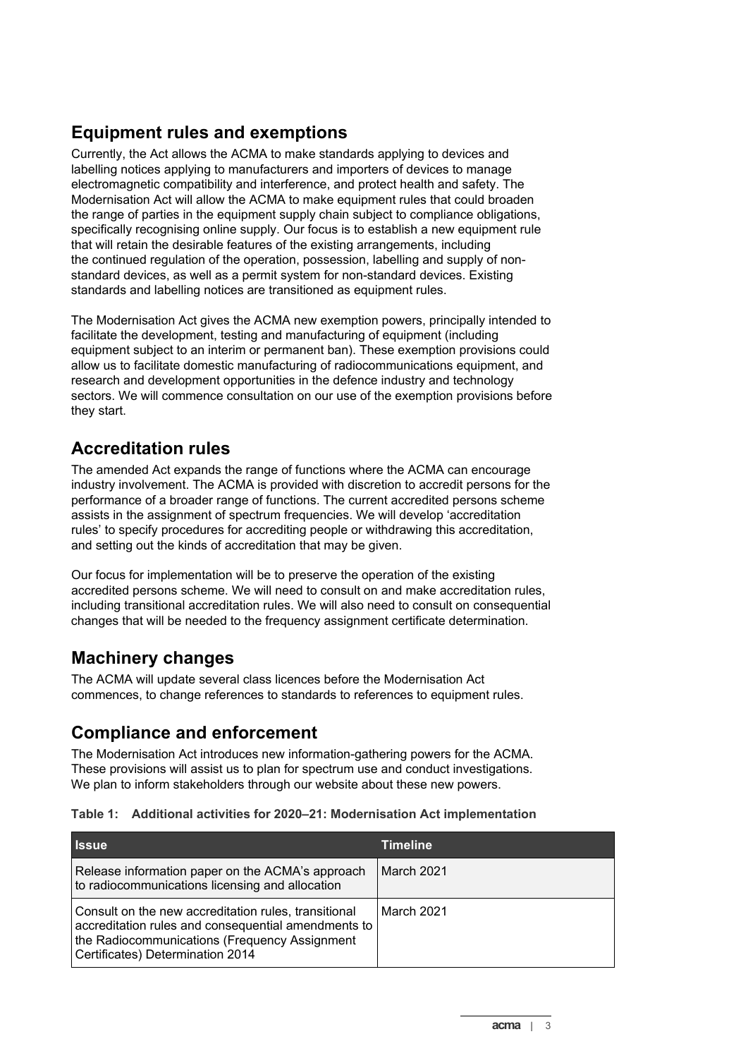## Equipment rules and exemptions

Currently, the Act allows the ACMA to make standards applying to devices and labelling notices applying to manufacturers and importers of devices to manage electromagnetic compatibility and interference, and protect health and safety. The Modernisation Act will allow the ACMA to make equipment rules that could broaden the range of parties in the equipment supply chain subject to compliance obligations, specifically recognising online supply. Our focus is to establish a new equipment rule that will retain the desirable features of the existing arrangements, including the continued regulation of the operation, possession, labelling and supply of non-standard devices, as well as a permit system for non-standard devices. Existing standards and labelling notices are transitioned as equipment rules.

The Modernisation Act gives the ACMA new exemption powers, principally intended to facilitate the development, testing and manufacturing of equipment (including equipment subject to an interim or permanent ban). These exemption provisions could allow us to facilitate domestic manufacturing of radiocommunications equipment, and research and development opportunities in the defence industry and technology sectors. We will commence consultation on our use of the exemption provisions before they start.

## Accreditation rules

The amended Act expands the range of functions where the ACMA can encourage industry involvement. The ACMA is provided with discretion to accredit persons for the performance of a broader range of functions. The current accredited persons scheme assists in the assignment of spectrum frequencies. We will develop 'accreditation rules' to specify procedures for accrediting people or withdrawing this accreditation, and setting out the kinds of accreditation that may be given.

Our focus for implementation will be to preserve the operation of the existing accredited persons scheme. We will need to consult on and make accreditation rules, including transitional accreditation rules. We will also need to consult on consequential changes that will be needed to the frequency assignment certificate determination.

## Machinery changes

The ACMA will update several class licences before the Modernisation Act commences, to change references to standards to references to equipment rules.

## Compliance and enforcement

The Modernisation Act introduces new information-gathering powers for the ACMA. These provisions will assist us to plan for spectrum use and conduct investigations. We plan to inform stakeholders through our website about these new powers.

**Table 1: Additional activities for 2020–21: Modernisation Act implementation**

| Issue | Timeline |
|---|---|
| Release information paper on the ACMA's approach to radiocommunications licensing and allocation | March 2021 |
| Consult on the new accreditation rules, transitional accreditation rules and consequential amendments to the Radiocommunications (Frequency Assignment Certificates) Determination 2014 | March 2021 |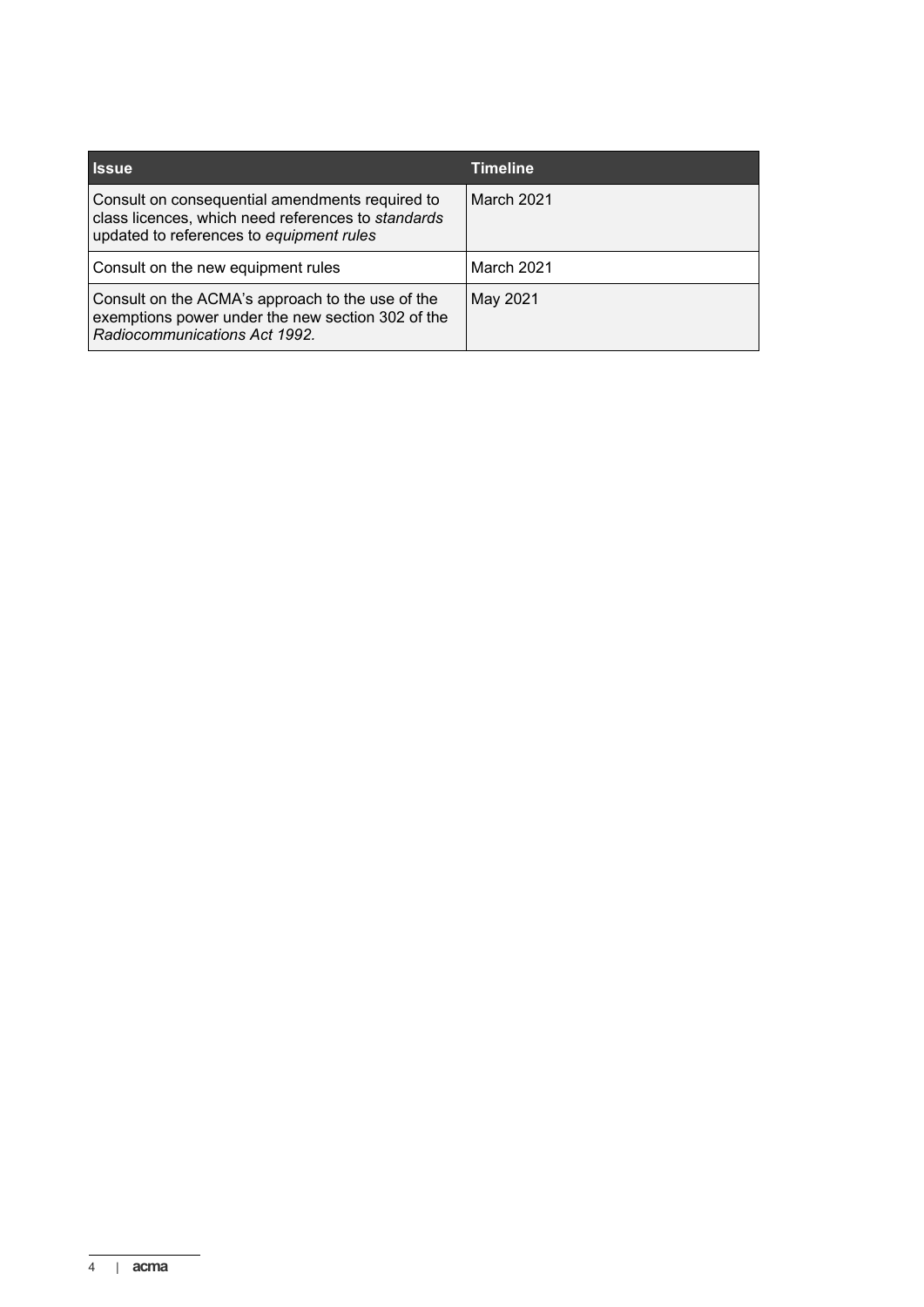| Issue | Timeline |
| --- | --- |
| Consult on consequential amendments required to class licences, which need references to *standards* updated to references to *equipment rules* | March 2021 |
| Consult on the new equipment rules | March 2021 |
| Consult on the ACMA's approach to the use of the exemptions power under the new section 302 of the *Radiocommunications Act 1992.* | May 2021 |